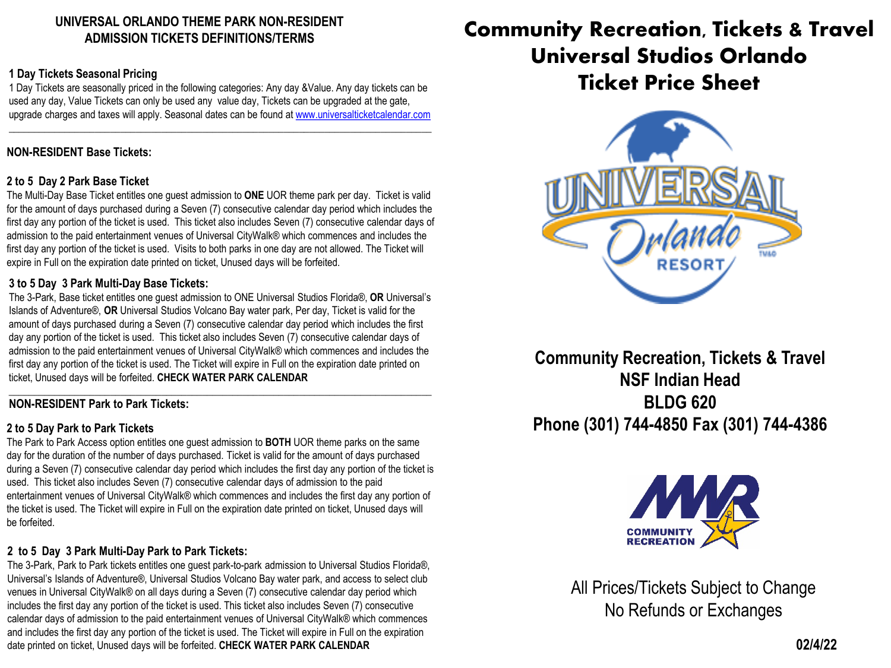## UNIVERSAL ORLANDO THEME PARK NON-RESIDENT ADMISSION TICKETS DEFINITIONS/TERMS

**1 Day Tickets Seasonal Pricing**

1 Day Tickets are seasonally priced in the following categories: Any day &Value. Any day tickets can be used any day, Value Tickets can only be used any value day, Tickets can be upgraded at the gate, upgrade charges and taxes will apply. Seasonal dates can be found at www.universalticketcalendar.com

---

**NON-RESIDENT Base Tickets:**

**2 to 5 Day 2 Park Base Ticket**

The Multi-Day Base Ticket entitles one guest admission to **ONE** UOR theme park per day. Ticket is valid for the amount of days purchased during a Seven (7) consecutive calendar day period which includes the first day any portion of the ticket is used. This ticket also includes Seven (7) consecutive calendar days of admission to the paid entertainment venues of Universal CityWalk® which commences and includes the first day any portion of the ticket is used. Visits to both parks in one day are not allowed. The Ticket will expire in Full on the expiration date printed on ticket, Unused days will be forfeited.

**3 to 5 Day 3 Park Multi-Day Base Tickets:**

The 3-Park, Base ticket entitles one guest admission to ONE Universal Studios Florida®, **OR** Universal's Islands of Adventure®, **OR** Universal Studios Volcano Bay water park, Per day, Ticket is valid for the amount of days purchased during a Seven (7) consecutive calendar day period which includes the first day any portion of the ticket is used. This ticket also includes Seven (7) consecutive calendar days of admission to the paid entertainment venues of Universal CityWalk® which commences and includes the first day any portion of the ticket is used. The Ticket will expire in Full on the expiration date printed on ticket, Unused days will be forfeited. **CHECK WATER PARK CALENDAR**

---

**NON-RESIDENT Park to Park Tickets:**

**2 to 5 Day Park to Park Tickets**

The Park to Park Access option entitles one guest admission to **BOTH** UOR theme parks on the same day for the duration of the number of days purchased. Ticket is valid for the amount of days purchased during a Seven (7) consecutive calendar day period which includes the first day any portion of the ticket is used. This ticket also includes Seven (7) consecutive calendar days of admission to the paid entertainment venues of Universal CityWalk® which commences and includes the first day any portion of the ticket is used. The Ticket will expire in Full on the expiration date printed on ticket, Unused days will be forfeited.

**2 to 5 Day 3 Park Multi-Day Park to Park Tickets:**

The 3-Park, Park to Park tickets entitles one guest park-to-park admission to Universal Studios Florida®, Universal's Islands of Adventure®, Universal Studios Volcano Bay water park, and access to select club venues in Universal CityWalk® on all days during a Seven (7) consecutive calendar day period which includes the first day any portion of the ticket is used. This ticket also includes Seven (7) consecutive calendar days of admission to the paid entertainment venues of Universal CityWalk® which commences and includes the first day any portion of the ticket is used. The Ticket will expire in Full on the expiration date printed on ticket, Unused days will be forfeited. **CHECK WATER PARK CALENDAR**

# Community Recreation, Tickets & Travel
# Universal Studios Orlando
# Ticket Price Sheet

**Community Recreation, Tickets & Travel**
**NSF Indian Head**
**BLDG 620**
**Phone (301) 744-4850 Fax (301) 744-4386**

All Prices/Tickets Subject to Change
No Refunds or Exchanges

**02/4/22**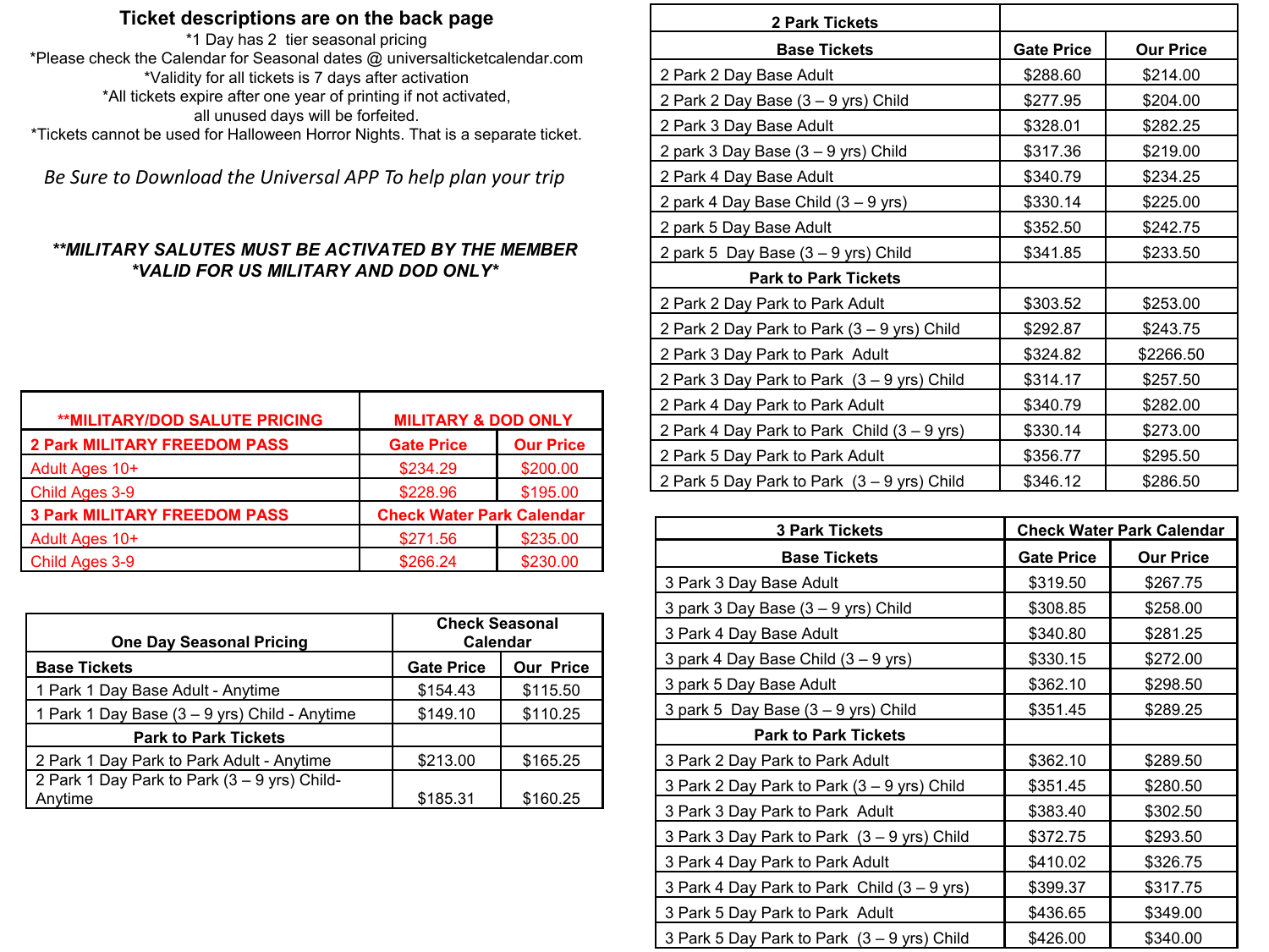## Ticket descriptions are on the back page

*1 Day has 2 tier seasonal pricing
*Please check the Calendar for Seasonal dates @ universalticketcalendar.com
*Validity for all tickets is 7 days after activation
*All tickets expire after one year of printing if not activated,
all unused days will be forfeited.
*Tickets cannot be used for Halloween Horror Nights. That is a separate ticket.

*Be Sure to Download the Universal APP To help plan your trip*

***MILITARY SALUTES MUST BE ACTIVATED BY THE MEMBER***
***VALID FOR US MILITARY AND DOD ONLY****

| **MILITARY/DOD SALUTE PRICING | MILITARY & DOD ONLY | |
|---|---|---|
| **2 Park MILITARY FREEDOM PASS** | **Gate Price** | **Our Price** |
| Adult Ages 10+ | $234.29 | $200.00 |
| Child Ages 3-9 | $228.96 | $195.00 |
| **3 Park MILITARY FREEDOM PASS** | **Check Water Park Calendar** | |
| Adult Ages 10+ | $271.56 | $235.00 |
| Child Ages 3-9 | $266.24 | $230.00 |

| One Day Seasonal Pricing | Check Seasonal Calendar | |
|---|---|---|
| **Base Tickets** | **Gate Price** | **Our Price** |
| 1 Park 1 Day Base Adult - Anytime | $154.43 | $115.50 |
| 1 Park 1 Day Base (3 – 9 yrs) Child - Anytime | $149.10 | $110.25 |
| **Park to Park Tickets** | | |
| 2 Park 1 Day Park to Park Adult - Anytime | $213.00 | $165.25 |
| 2 Park 1 Day Park to Park (3 – 9 yrs) Child-Anytime | $185.31 | $160.25 |

| 2 Park Tickets | | |
|---|---|---|
| **Base Tickets** | **Gate Price** | **Our Price** |
| 2 Park 2 Day Base Adult | $288.60 | $214.00 |
| 2 Park 2 Day Base (3 – 9 yrs) Child | $277.95 | $204.00 |
| 2 Park 3 Day Base Adult | $328.01 | $282.25 |
| 2 park 3 Day Base (3 – 9 yrs) Child | $317.36 | $219.00 |
| 2 Park 4 Day Base Adult | $340.79 | $234.25 |
| 2 park 4 Day Base Child (3 – 9 yrs) | $330.14 | $225.00 |
| 2 park 5 Day Base Adult | $352.50 | $242.75 |
| 2 park 5 Day Base (3 – 9 yrs) Child | $341.85 | $233.50 |
| **Park to Park Tickets** | | |
| 2 Park 2 Day Park to Park Adult | $303.52 | $253.00 |
| 2 Park 2 Day Park to Park (3 – 9 yrs) Child | $292.87 | $243.75 |
| 2 Park 3 Day Park to Park Adult | $324.82 | $2266.50 |
| 2 Park 3 Day Park to Park (3 – 9 yrs) Child | $314.17 | $257.50 |
| 2 Park 4 Day Park to Park Adult | $340.79 | $282.00 |
| 2 Park 4 Day Park to Park Child (3 – 9 yrs) | $330.14 | $273.00 |
| 2 Park 5 Day Park to Park Adult | $356.77 | $295.50 |
| 2 Park 5 Day Park to Park (3 – 9 yrs) Child | $346.12 | $286.50 |

| 3 Park Tickets | Check Water Park Calendar | |
|---|---|---|
| **Base Tickets** | **Gate Price** | **Our Price** |
| 3 Park 3 Day Base Adult | $319.50 | $267.75 |
| 3 park 3 Day Base (3 – 9 yrs) Child | $308.85 | $258.00 |
| 3 Park 4 Day Base Adult | $340.80 | $281.25 |
| 3 park 4 Day Base Child (3 – 9 yrs) | $330.15 | $272.00 |
| 3 park 5 Day Base Adult | $362.10 | $298.50 |
| 3 park 5 Day Base (3 – 9 yrs) Child | $351.45 | $289.25 |
| **Park to Park Tickets** | | |
| 3 Park 2 Day Park to Park Adult | $362.10 | $289.50 |
| 3 Park 2 Day Park to Park (3 – 9 yrs) Child | $351.45 | $280.50 |
| 3 Park 3 Day Park to Park Adult | $383.40 | $302.50 |
| 3 Park 3 Day Park to Park (3 – 9 yrs) Child | $372.75 | $293.50 |
| 3 Park 4 Day Park to Park Adult | $410.02 | $326.75 |
| 3 Park 4 Day Park to Park Child (3 – 9 yrs) | $399.37 | $317.75 |
| 3 Park 5 Day Park to Park Adult | $436.65 | $349.00 |
| 3 Park 5 Day Park to Park (3 – 9 yrs) Child | $426.00 | $340.00 |